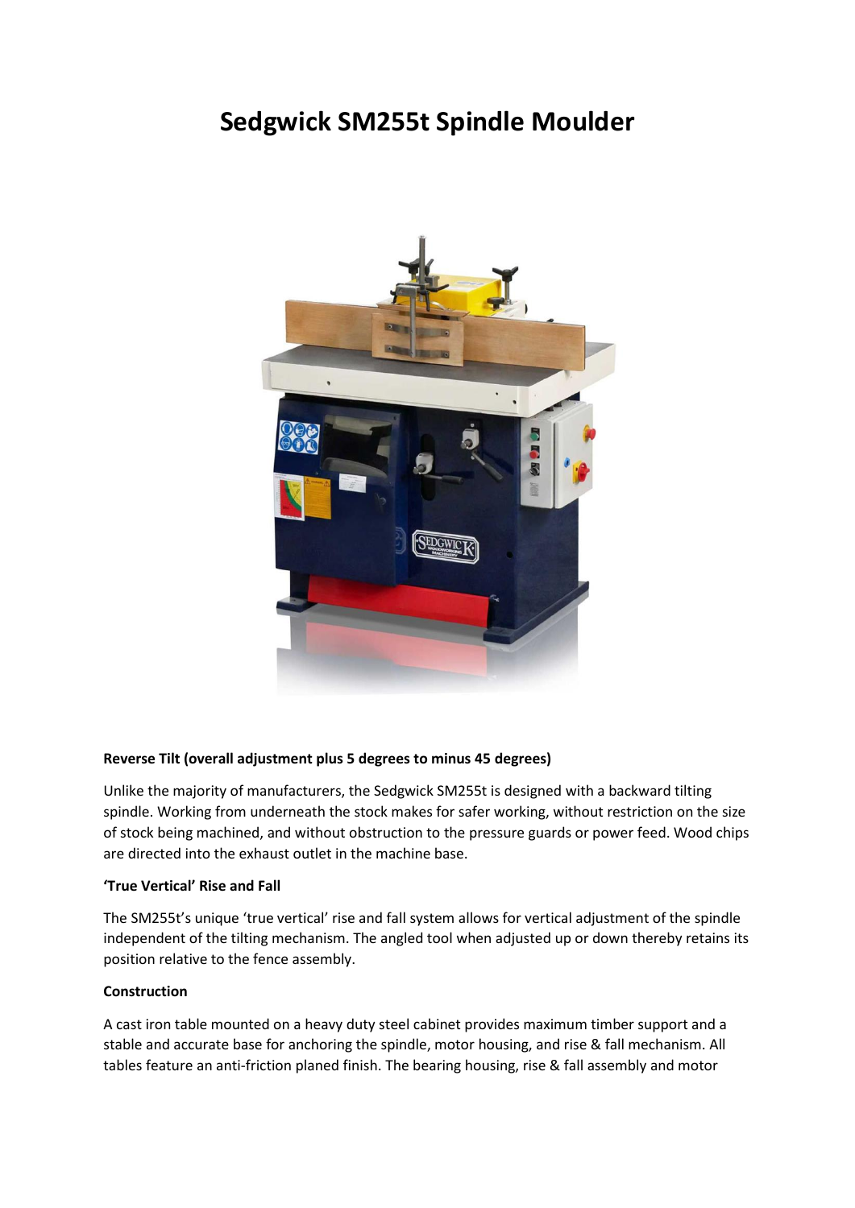# Sedgwick SM255t Spindle Moulder

**Reverse Tilt (overall adjustment plus 5 degrees to minus 45 degrees)**

Unlike the majority of manufacturers, the Sedgwick SM255t is designed with a backward tilting spindle. Working from underneath the stock makes for safer working, without restriction on the size of stock being machined, and without obstruction to the pressure guards or power feed. Wood chips are directed into the exhaust outlet in the machine base.

**'True Vertical' Rise and Fall**

The SM255t's unique 'true vertical' rise and fall system allows for vertical adjustment of the spindle independent of the tilting mechanism. The angled tool when adjusted up or down thereby retains its position relative to the fence assembly.

**Construction**

A cast iron table mounted on a heavy duty steel cabinet provides maximum timber support and a stable and accurate base for anchoring the spindle, motor housing, and rise & fall mechanism. All tables feature an anti-friction planed finish. The bearing housing, rise & fall assembly and motor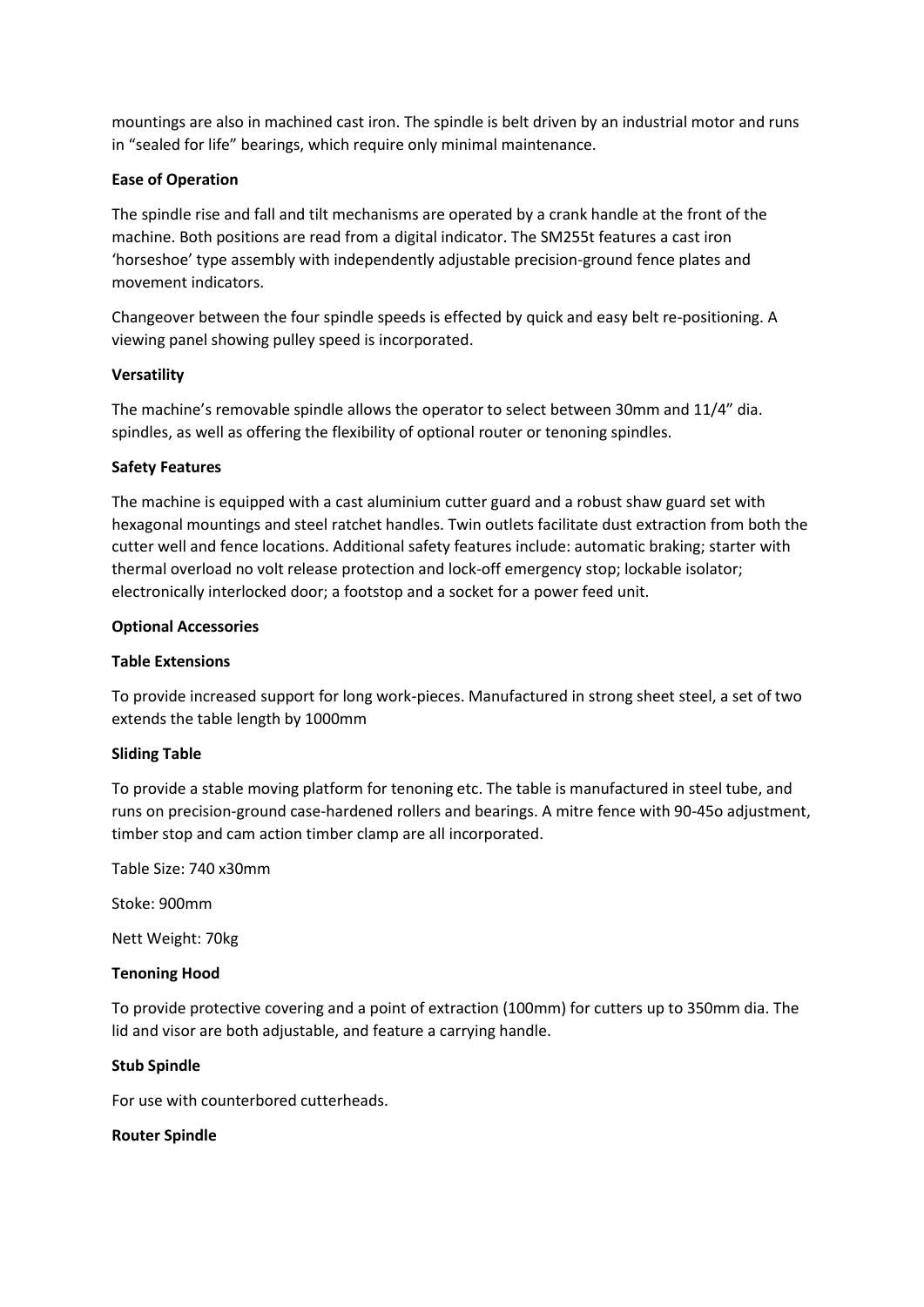mountings are also in machined cast iron. The spindle is belt driven by an industrial motor and runs in "sealed for life" bearings, which require only minimal maintenance.

**Ease of Operation**

The spindle rise and fall and tilt mechanisms are operated by a crank handle at the front of the machine. Both positions are read from a digital indicator. The SM255t features a cast iron 'horseshoe' type assembly with independently adjustable precision-ground fence plates and movement indicators.

Changeover between the four spindle speeds is effected by quick and easy belt re-positioning. A viewing panel showing pulley speed is incorporated.

**Versatility**

The machine's removable spindle allows the operator to select between 30mm and 11/4" dia. spindles, as well as offering the flexibility of optional router or tenoning spindles.

**Safety Features**

The machine is equipped with a cast aluminium cutter guard and a robust shaw guard set with hexagonal mountings and steel ratchet handles. Twin outlets facilitate dust extraction from both the cutter well and fence locations. Additional safety features include: automatic braking; starter with thermal overload no volt release protection and lock-off emergency stop; lockable isolator; electronically interlocked door; a footstop and a socket for a power feed unit.

**Optional Accessories**

**Table Extensions**

To provide increased support for long work-pieces. Manufactured in strong sheet steel, a set of two extends the table length by 1000mm

**Sliding Table**

To provide a stable moving platform for tenoning etc. The table is manufactured in steel tube, and runs on precision-ground case-hardened rollers and bearings. A mitre fence with 90-45o adjustment, timber stop and cam action timber clamp are all incorporated.

Table Size: 740 x30mm

Stoke: 900mm

Nett Weight: 70kg

**Tenoning Hood**

To provide protective covering and a point of extraction (100mm) for cutters up to 350mm dia. The lid and visor are both adjustable, and feature a carrying handle.

**Stub Spindle**

For use with counterbored cutterheads.

**Router Spindle**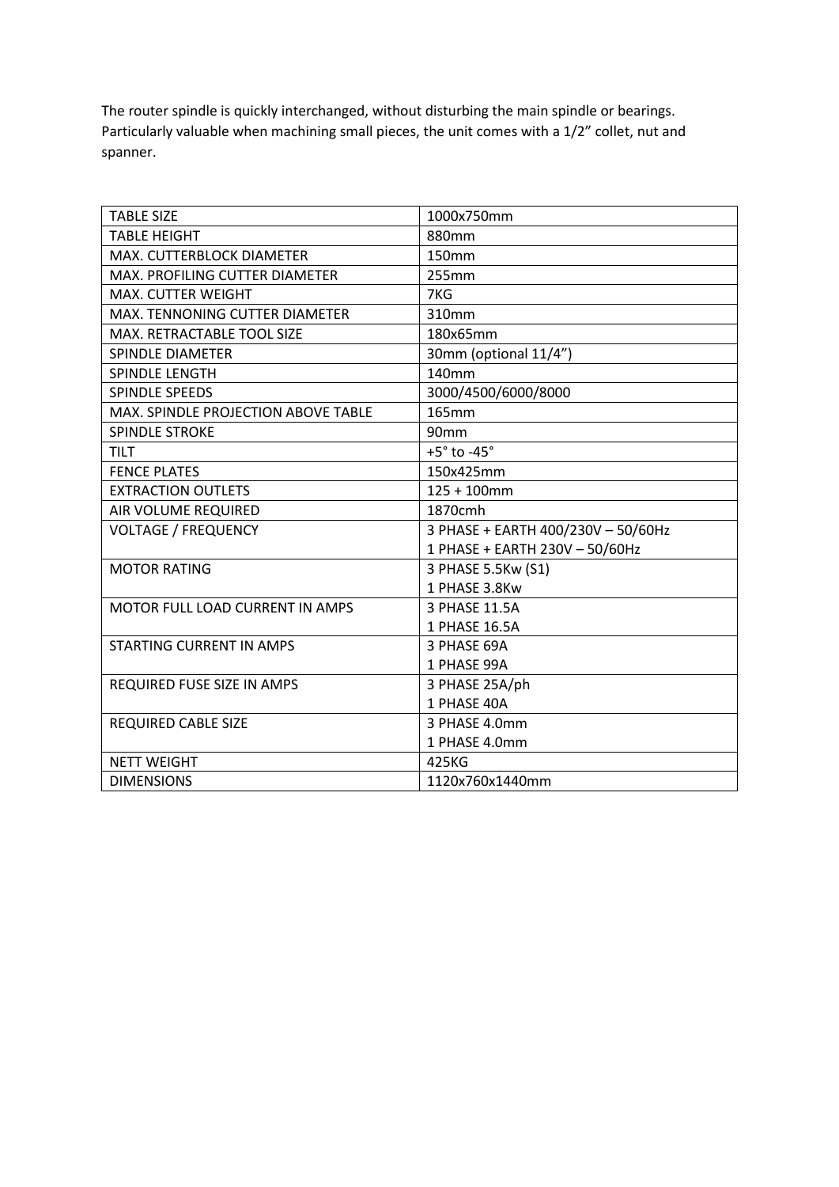The router spindle is quickly interchanged, without disturbing the main spindle or bearings. Particularly valuable when machining small pieces, the unit comes with a 1/2" collet, nut and spanner.

| | |
|---|---|
| TABLE SIZE | 1000x750mm |
| TABLE HEIGHT | 880mm |
| MAX. CUTTERBLOCK DIAMETER | 150mm |
| MAX. PROFILING CUTTER DIAMETER | 255mm |
| MAX. CUTTER WEIGHT | 7KG |
| MAX. TENNONING CUTTER DIAMETER | 310mm |
| MAX. RETRACTABLE TOOL SIZE | 180x65mm |
| SPINDLE DIAMETER | 30mm (optional 11/4") |
| SPINDLE LENGTH | 140mm |
| SPINDLE SPEEDS | 3000/4500/6000/8000 |
| MAX. SPINDLE PROJECTION ABOVE TABLE | 165mm |
| SPINDLE STROKE | 90mm |
| TILT | +5° to -45° |
| FENCE PLATES | 150x425mm |
| EXTRACTION OUTLETS | 125 + 100mm |
| AIR VOLUME REQUIRED | 1870cmh |
| VOLTAGE / FREQUENCY | 3 PHASE + EARTH 400/230V – 50/60Hz<br>1 PHASE + EARTH 230V – 50/60Hz |
| MOTOR RATING | 3 PHASE 5.5Kw (S1)<br>1 PHASE 3.8Kw |
| MOTOR FULL LOAD CURRENT IN AMPS | 3 PHASE 11.5A<br>1 PHASE 16.5A |
| STARTING CURRENT IN AMPS | 3 PHASE 69A<br>1 PHASE 99A |
| REQUIRED FUSE SIZE IN AMPS | 3 PHASE 25A/ph<br>1 PHASE 40A |
| REQUIRED CABLE SIZE | 3 PHASE 4.0mm<br>1 PHASE 4.0mm |
| NETT WEIGHT | 425KG |
| DIMENSIONS | 1120x760x1440mm |